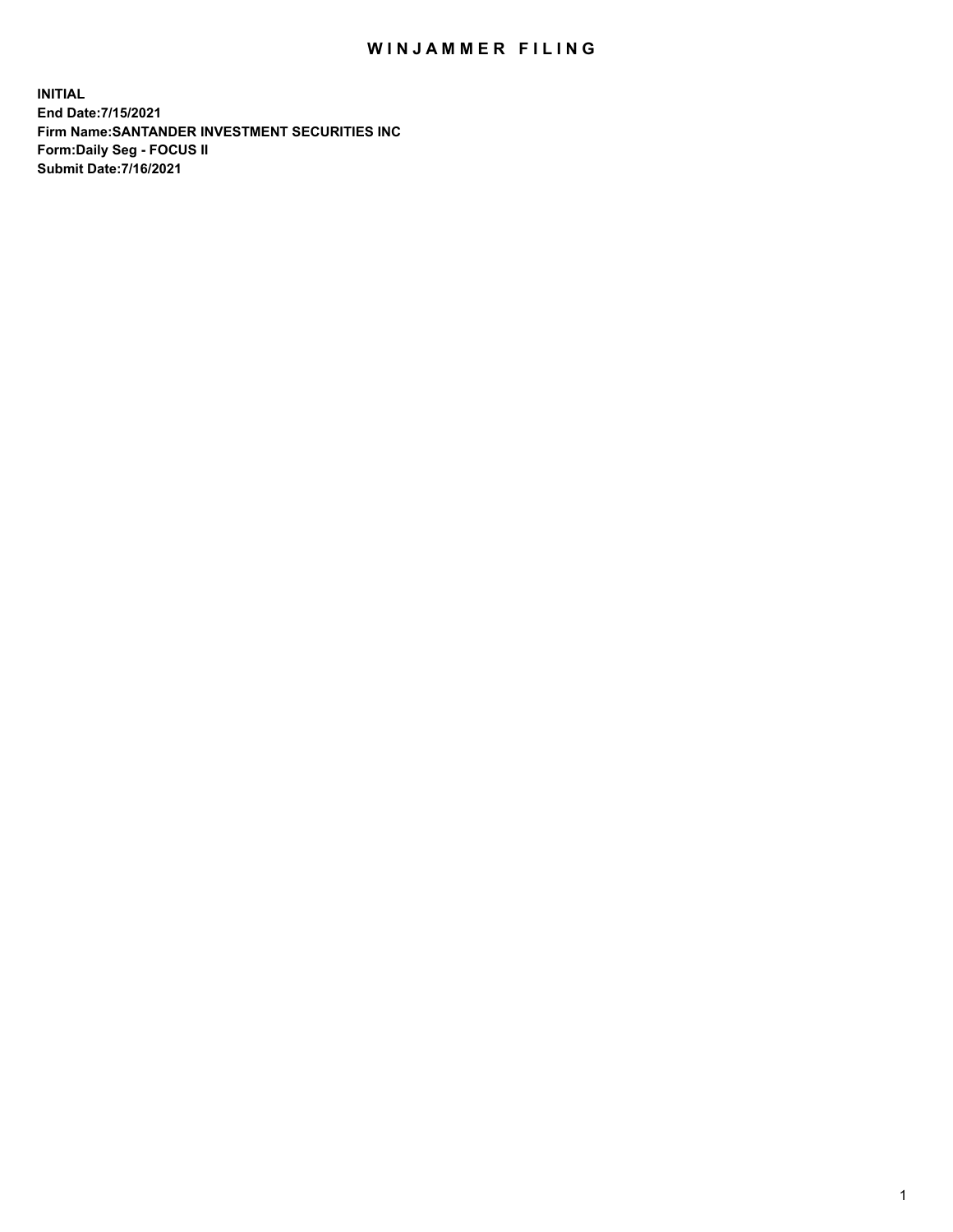# WINJAMMER FILING

**INITIAL**
**End Date:7/15/2021**
**Firm Name:SANTANDER INVESTMENT SECURITIES INC**
**Form:Daily Seg - FOCUS II**
**Submit Date:7/16/2021**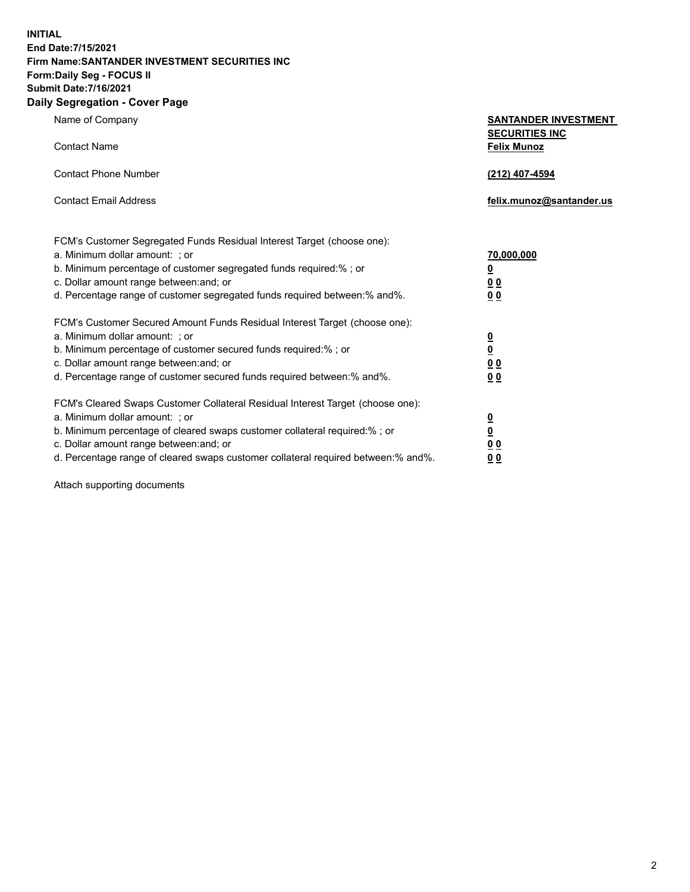**INITIAL**
**End Date:7/15/2021**
**Firm Name:SANTANDER INVESTMENT SECURITIES INC**
**Form:Daily Seg - FOCUS II**
**Submit Date:7/16/2021**

## Daily Segregation - Cover Page

| | |
|---|---|
| Name of Company | **SANTANDER INVESTMENT SECURITIES INC** |
| Contact Name | **Felix Munoz** |
| Contact Phone Number | **(212) 407-4594** |
| Contact Email Address | **felix.munoz@santander.us** |

| | |
|---|---|
| FCM's Customer Segregated Funds Residual Interest Target (choose one): | |
| a. Minimum dollar amount: ; or | **70,000,000** |
| b. Minimum percentage of customer segregated funds required:% ; or | **0** |
| c. Dollar amount range between:and; or | **0 0** |
| d. Percentage range of customer segregated funds required between:% and%. | **0 0** |
| FCM's Customer Secured Amount Funds Residual Interest Target (choose one): | |
| a. Minimum dollar amount: ; or | **0** |
| b. Minimum percentage of customer secured funds required:% ; or | **0** |
| c. Dollar amount range between:and; or | **0 0** |
| d. Percentage range of customer secured funds required between:% and%. | **0 0** |
| FCM's Cleared Swaps Customer Collateral Residual Interest Target (choose one): | |
| a. Minimum dollar amount: ; or | **0** |
| b. Minimum percentage of cleared swaps customer collateral required:% ; or | **0** |
| c. Dollar amount range between:and; or | **0 0** |
| d. Percentage range of cleared swaps customer collateral required between:% and%. | **0 0** |

Attach supporting documents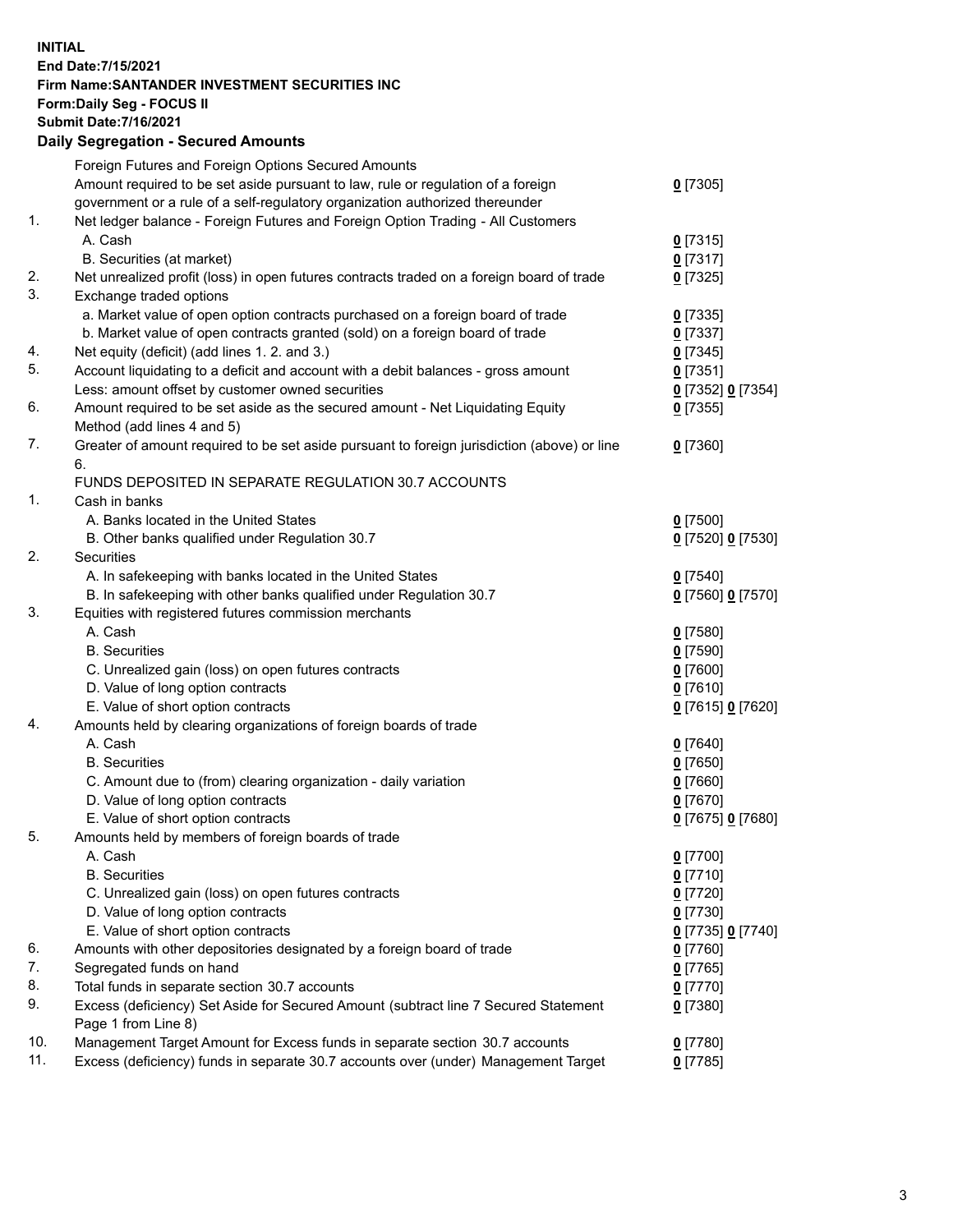**INITIAL**
**End Date:7/15/2021**
**Firm Name:SANTANDER INVESTMENT SECURITIES INC**
**Form:Daily Seg - FOCUS II**
**Submit Date:7/16/2021**

## Daily Segregation - Secured Amounts

| | | |
|---|---|---|
| | Foreign Futures and Foreign Options Secured Amounts | |
| | Amount required to be set aside pursuant to law, rule or regulation of a foreign government or a rule of a self-regulatory organization authorized thereunder | 0 [7305] |
| 1. | Net ledger balance - Foreign Futures and Foreign Option Trading - All Customers | |
| | A. Cash | 0 [7315] |
| | B. Securities (at market) | 0 [7317] |
| 2. | Net unrealized profit (loss) in open futures contracts traded on a foreign board of trade | 0 [7325] |
| 3. | Exchange traded options | |
| | a. Market value of open option contracts purchased on a foreign board of trade | 0 [7335] |
| | b. Market value of open contracts granted (sold) on a foreign board of trade | 0 [7337] |
| 4. | Net equity (deficit) (add lines 1. 2. and 3.) | 0 [7345] |
| 5. | Account liquidating to a deficit and account with a debit balances - gross amount | 0 [7351] |
| | Less: amount offset by customer owned securities | 0 [7352] 0 [7354] |
| 6. | Amount required to be set aside as the secured amount - Net Liquidating Equity Method (add lines 4 and 5) | 0 [7355] |
| 7. | Greater of amount required to be set aside pursuant to foreign jurisdiction (above) or line 6. | 0 [7360] |
| | FUNDS DEPOSITED IN SEPARATE REGULATION 30.7 ACCOUNTS | |
| 1. | Cash in banks | |
| | A. Banks located in the United States | 0 [7500] |
| | B. Other banks qualified under Regulation 30.7 | 0 [7520] 0 [7530] |
| 2. | Securities | |
| | A. In safekeeping with banks located in the United States | 0 [7540] |
| | B. In safekeeping with other banks qualified under Regulation 30.7 | 0 [7560] 0 [7570] |
| 3. | Equities with registered futures commission merchants | |
| | A. Cash | 0 [7580] |
| | B. Securities | 0 [7590] |
| | C. Unrealized gain (loss) on open futures contracts | 0 [7600] |
| | D. Value of long option contracts | 0 [7610] |
| | E. Value of short option contracts | 0 [7615] 0 [7620] |
| 4. | Amounts held by clearing organizations of foreign boards of trade | |
| | A. Cash | 0 [7640] |
| | B. Securities | 0 [7650] |
| | C. Amount due to (from) clearing organization - daily variation | 0 [7660] |
| | D. Value of long option contracts | 0 [7670] |
| | E. Value of short option contracts | 0 [7675] 0 [7680] |
| 5. | Amounts held by members of foreign boards of trade | |
| | A. Cash | 0 [7700] |
| | B. Securities | 0 [7710] |
| | C. Unrealized gain (loss) on open futures contracts | 0 [7720] |
| | D. Value of long option contracts | 0 [7730] |
| | E. Value of short option contracts | 0 [7735] 0 [7740] |
| 6. | Amounts with other depositories designated by a foreign board of trade | 0 [7760] |
| 7. | Segregated funds on hand | 0 [7765] |
| 8. | Total funds in separate section 30.7 accounts | 0 [7770] |
| 9. | Excess (deficiency) Set Aside for Secured Amount (subtract line 7 Secured Statement Page 1 from Line 8) | 0 [7380] |
| 10. | Management Target Amount for Excess funds in separate section 30.7 accounts | 0 [7780] |
| 11. | Excess (deficiency) funds in separate 30.7 accounts over (under) Management Target | 0 [7785] |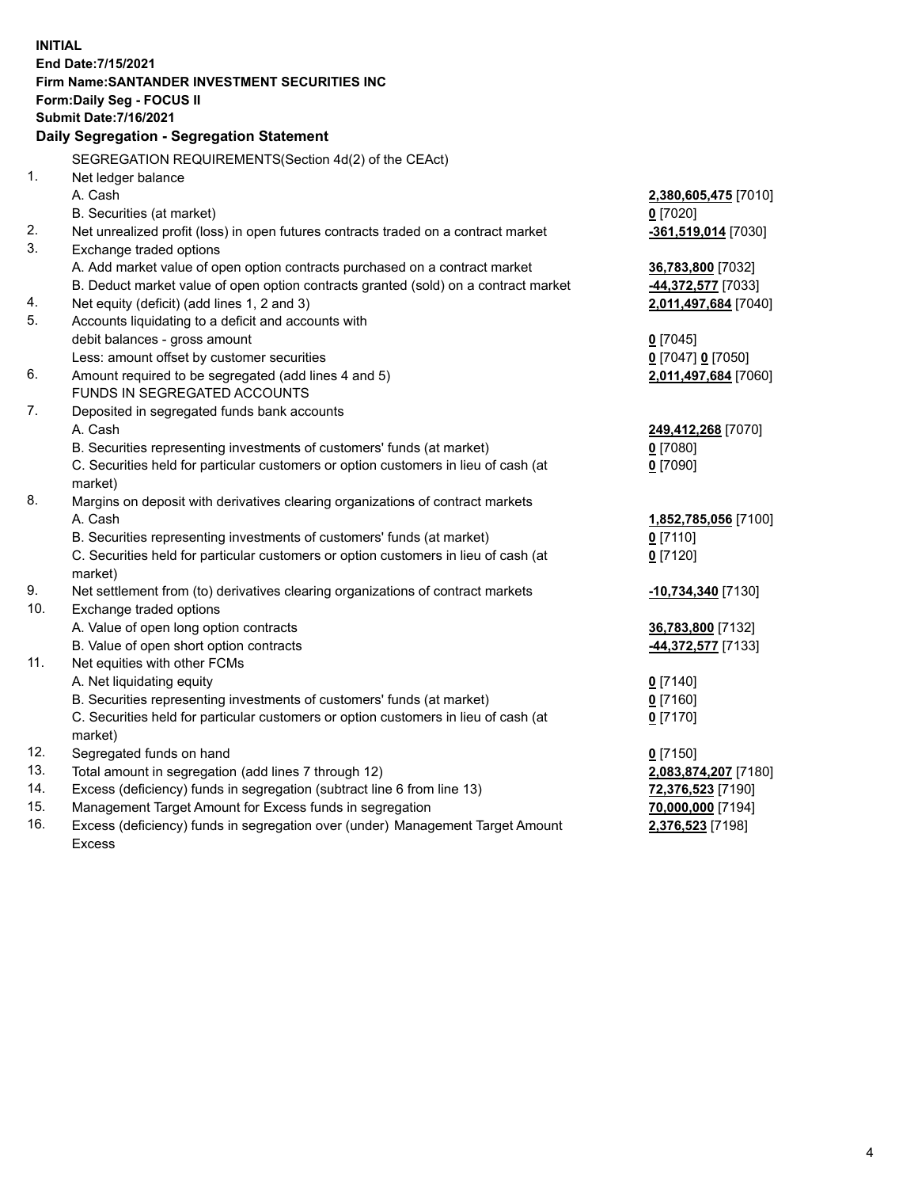**INITIAL**
**End Date:7/15/2021**
**Firm Name:SANTANDER INVESTMENT SECURITIES INC**
**Form:Daily Seg - FOCUS II**
**Submit Date:7/16/2021**

## Daily Segregation - Segregation Statement

| | | |
|---|---|---|
| | SEGREGATION REQUIREMENTS(Section 4d(2) of the CEAct) | |
| 1. | Net ledger balance | |
| | A. Cash | **2,380,605,475** [7010] |
| | B. Securities (at market) | **0** [7020] |
| 2. | Net unrealized profit (loss) in open futures contracts traded on a contract market | **-361,519,014** [7030] |
| 3. | Exchange traded options | |
| | A. Add market value of open option contracts purchased on a contract market | **36,783,800** [7032] |
| | B. Deduct market value of open option contracts granted (sold) on a contract market | **-44,372,577** [7033] |
| 4. | Net equity (deficit) (add lines 1, 2 and 3) | **2,011,497,684** [7040] |
| 5. | Accounts liquidating to a deficit and accounts with debit balances - gross amount | **0** [7045] |
| | Less: amount offset by customer securities | **0** [7047] **0** [7050] |
| 6. | Amount required to be segregated (add lines 4 and 5) | **2,011,497,684** [7060] |
| | FUNDS IN SEGREGATED ACCOUNTS | |
| 7. | Deposited in segregated funds bank accounts | |
| | A. Cash | **249,412,268** [7070] |
| | B. Securities representing investments of customers' funds (at market) | **0** [7080] |
| | C. Securities held for particular customers or option customers in lieu of cash (at market) | **0** [7090] |
| 8. | Margins on deposit with derivatives clearing organizations of contract markets | |
| | A. Cash | **1,852,785,056** [7100] |
| | B. Securities representing investments of customers' funds (at market) | **0** [7110] |
| | C. Securities held for particular customers or option customers in lieu of cash (at market) | **0** [7120] |
| 9. | Net settlement from (to) derivatives clearing organizations of contract markets | **-10,734,340** [7130] |
| 10. | Exchange traded options | |
| | A. Value of open long option contracts | **36,783,800** [7132] |
| | B. Value of open short option contracts | **-44,372,577** [7133] |
| 11. | Net equities with other FCMs | |
| | A. Net liquidating equity | **0** [7140] |
| | B. Securities representing investments of customers' funds (at market) | **0** [7160] |
| | C. Securities held for particular customers or option customers in lieu of cash (at market) | **0** [7170] |
| 12. | Segregated funds on hand | **0** [7150] |
| 13. | Total amount in segregation (add lines 7 through 12) | **2,083,874,207** [7180] |
| 14. | Excess (deficiency) funds in segregation (subtract line 6 from line 13) | **72,376,523** [7190] |
| 15. | Management Target Amount for Excess funds in segregation | **70,000,000** [7194] |
| 16. | Excess (deficiency) funds in segregation over (under) Management Target Amount Excess | **2,376,523** [7198] |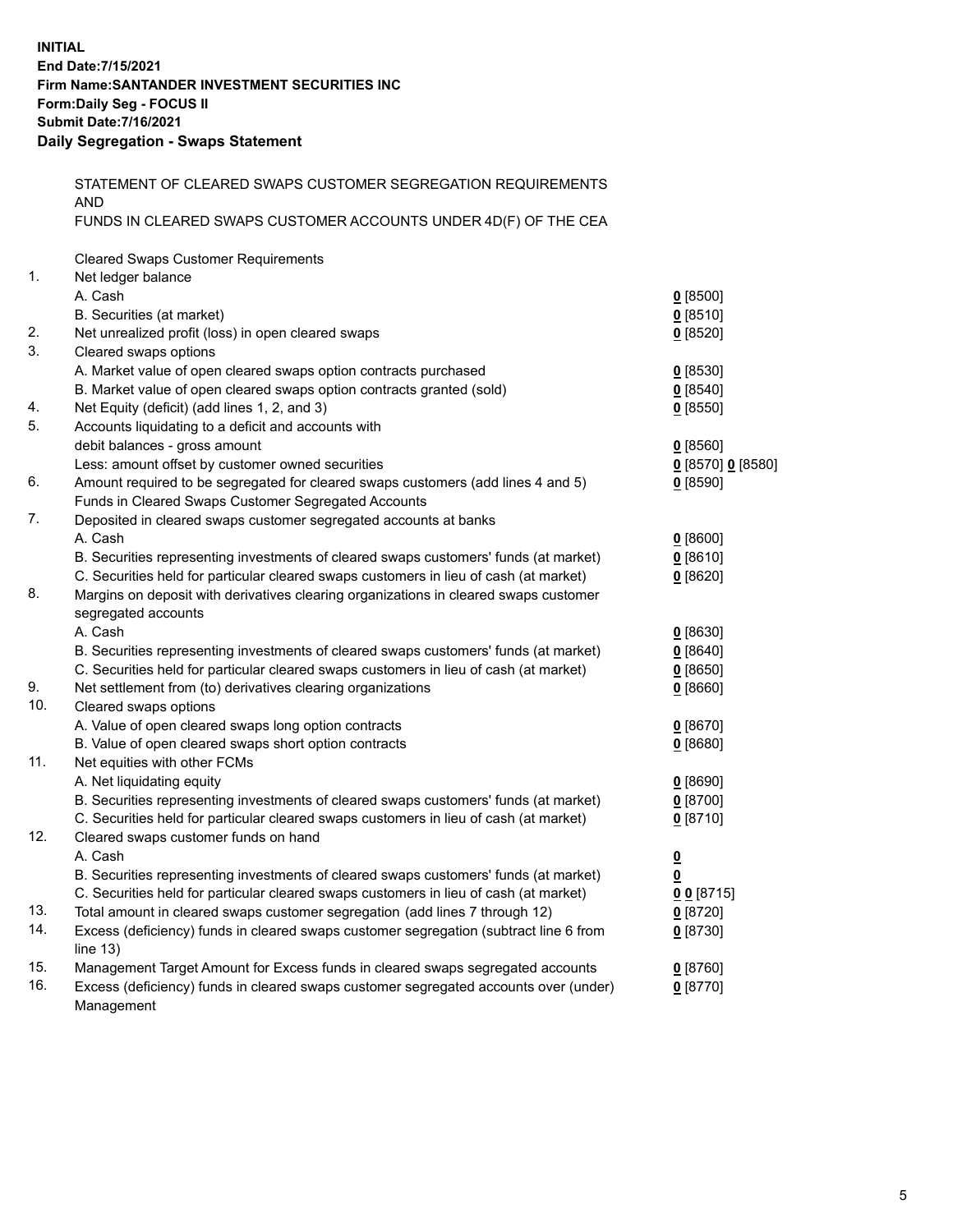**INITIAL**
**End Date:7/15/2021**
**Firm Name:SANTANDER INVESTMENT SECURITIES INC**
**Form:Daily Seg - FOCUS II**
**Submit Date:7/16/2021**
**Daily Segregation - Swaps Statement**

STATEMENT OF CLEARED SWAPS CUSTOMER SEGREGATION REQUIREMENTS AND
FUNDS IN CLEARED SWAPS CUSTOMER ACCOUNTS UNDER 4D(F) OF THE CEA

| | | |
|---|---|---|
| | Cleared Swaps Customer Requirements | |
| 1. | Net ledger balance | |
| | A. Cash | 0 [8500] |
| | B. Securities (at market) | 0 [8510] |
| 2. | Net unrealized profit (loss) in open cleared swaps | 0 [8520] |
| 3. | Cleared swaps options | |
| | A. Market value of open cleared swaps option contracts purchased | 0 [8530] |
| | B. Market value of open cleared swaps option contracts granted (sold) | 0 [8540] |
| 4. | Net Equity (deficit) (add lines 1, 2, and 3) | 0 [8550] |
| 5. | Accounts liquidating to a deficit and accounts with | |
| | debit balances - gross amount | 0 [8560] |
| | Less: amount offset by customer owned securities | 0 [8570] 0 [8580] |
| 6. | Amount required to be segregated for cleared swaps customers (add lines 4 and 5) | 0 [8590] |
| | Funds in Cleared Swaps Customer Segregated Accounts | |
| 7. | Deposited in cleared swaps customer segregated accounts at banks | |
| | A. Cash | 0 [8600] |
| | B. Securities representing investments of cleared swaps customers' funds (at market) | 0 [8610] |
| | C. Securities held for particular cleared swaps customers in lieu of cash (at market) | 0 [8620] |
| 8. | Margins on deposit with derivatives clearing organizations in cleared swaps customer segregated accounts | |
| | A. Cash | 0 [8630] |
| | B. Securities representing investments of cleared swaps customers' funds (at market) | 0 [8640] |
| | C. Securities held for particular cleared swaps customers in lieu of cash (at market) | 0 [8650] |
| 9. | Net settlement from (to) derivatives clearing organizations | 0 [8660] |
| 10. | Cleared swaps options | |
| | A. Value of open cleared swaps long option contracts | 0 [8670] |
| | B. Value of open cleared swaps short option contracts | 0 [8680] |
| 11. | Net equities with other FCMs | |
| | A. Net liquidating equity | 0 [8690] |
| | B. Securities representing investments of cleared swaps customers' funds (at market) | 0 [8700] |
| | C. Securities held for particular cleared swaps customers in lieu of cash (at market) | 0 [8710] |
| 12. | Cleared swaps customer funds on hand | |
| | A. Cash | 0 |
| | B. Securities representing investments of cleared swaps customers' funds (at market) | 0 |
| | C. Securities held for particular cleared swaps customers in lieu of cash (at market) | 0 0 [8715] |
| 13. | Total amount in cleared swaps customer segregation (add lines 7 through 12) | 0 [8720] |
| 14. | Excess (deficiency) funds in cleared swaps customer segregation (subtract line 6 from line 13) | 0 [8730] |
| 15. | Management Target Amount for Excess funds in cleared swaps segregated accounts | 0 [8760] |
| 16. | Excess (deficiency) funds in cleared swaps customer segregated accounts over (under) Management | 0 [8770] |